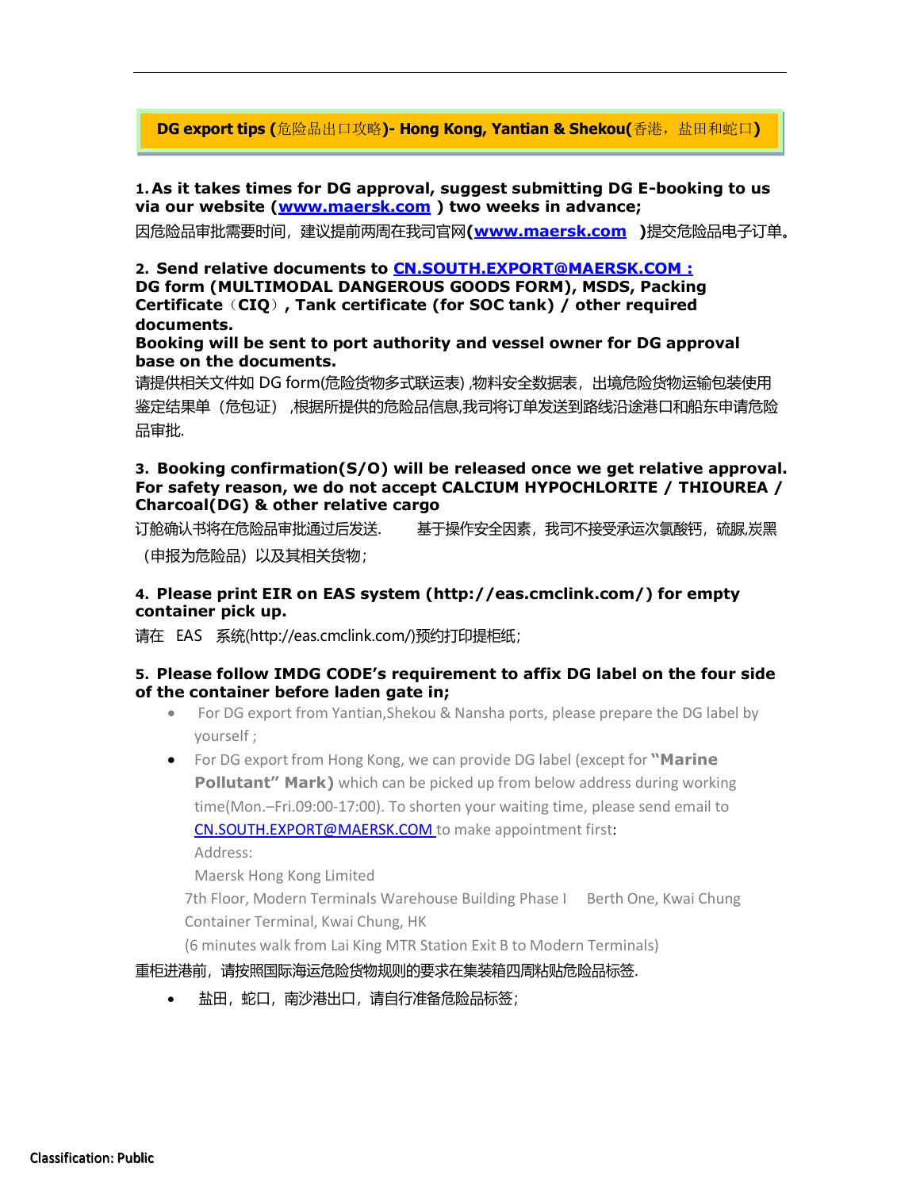**DG export tips (危险品出口攻略)- Hong Kong, Yantian & Shekou(香港，盐田和蛇口)**

**1. As it takes times for DG approval, suggest submitting DG E-booking to us via our website (www.maersk.com) two weeks in advance;**

因危险品审批需要时间，建议提前两周在我司官网**(www.maersk.com)**提交危险品电子订单。

**2. Send relative documents to CN.SOUTH.EXPORT@MAERSK.COM :**
**DG form (MULTIMODAL DANGEROUS GOODS FORM), MSDS, Packing Certificate（CIQ）, Tank certificate (for SOC tank) / other required documents.**
**Booking will be sent to port authority and vessel owner for DG approval base on the documents.**

请提供相关文件如 DG form(危险货物多式联运表) ,物料安全数据表，出境危险货物运输包装使用鉴定结果单（危包证） ,根据所提供的危险品信息,我司将订单发送到路线沿途港口和船东申请危险品审批.

**3. Booking confirmation(S/O) will be released once we get relative approval. For safety reason, we do not accept CALCIUM HYPOCHLORITE / THIOUREA / Charcoal(DG) & other relative cargo**

订舱确认书将在危险品审批通过后发送.　　基于操作安全因素，我司不接受承运次氯酸钙，硫脲,炭黑（申报为危险品）以及其相关货物；

**4. Please print EIR on EAS system (http://eas.cmclink.com/) for empty container pick up.**

请在　EAS　系统(http://eas.cmclink.com/)预约打印提柜纸；

**5. Please follow IMDG CODE's requirement to affix DG label on the four side of the container before laden gate in;**

- For DG export from Yantian,Shekou & Nansha ports, please prepare the DG label by yourself ;
- For DG export from Hong Kong, we can provide DG label (except for **"Marine Pollutant" Mark)** which can be picked up from below address during working time(Mon.–Fri.09:00-17:00). To shorten your waiting time, please send email to CN.SOUTH.EXPORT@MAERSK.COM to make appointment first:
  Address:
  Maersk Hong Kong Limited
  7th Floor, Modern Terminals Warehouse Building Phase I　Berth One, Kwai Chung Container Terminal, Kwai Chung, HK
  (6 minutes walk from Lai King MTR Station Exit B to Modern Terminals)

重柜进港前，请按照国际海运危险货物规则的要求在集装箱四周粘贴危险品标签.

- 盐田，蛇口，南沙港出口，请自行准备危险品标签；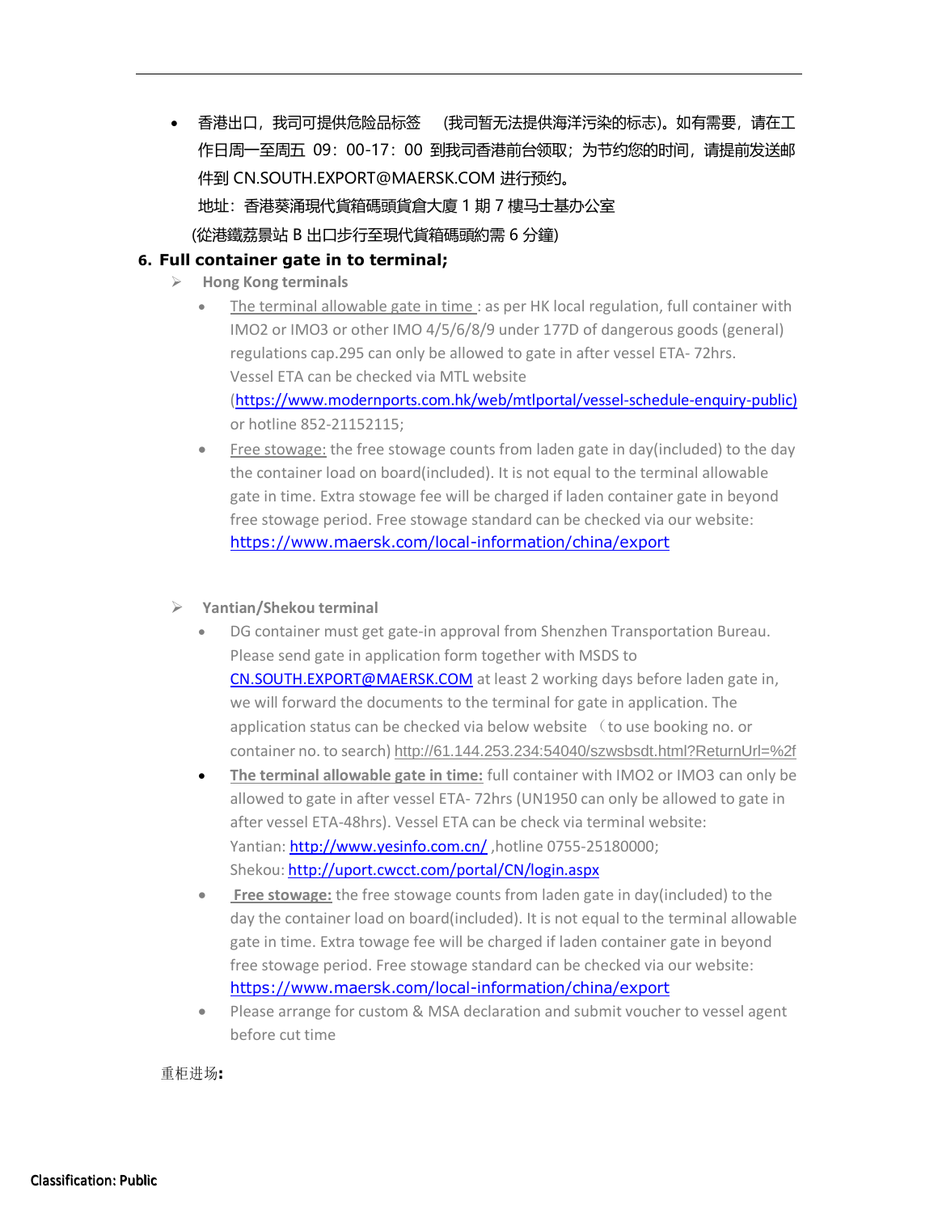- 香港出口，我司可提供危险品标签 （我司暂无法提供海洋污染的标志）。如有需要，请在工作日周一至周五 09：00-17：00 到我司香港前台领取；为节约您的时间，请提前发送邮件到 CN.SOUTH.EXPORT@MAERSK.COM 进行预约。

  地址：香港葵涌現代貨箱碼頭貨倉大廈 1 期 7 樓马士基办公室

  (從港鐵荔景站 B 出口步行至現代貨箱碼頭約需 6 分鐘)

**6. Full container gate in to terminal;**

- **Hong Kong terminals**
  - The terminal allowable gate in time : as per HK local regulation, full container with IMO2 or IMO3 or other IMO 4/5/6/8/9 under 177D of dangerous goods (general) regulations cap.295 can only be allowed to gate in after vessel ETA- 72hrs. Vessel ETA can be checked via MTL website (https://www.modernports.com.hk/web/mtlportal/vessel-schedule-enquiry-public) or hotline 852-21152115;
  - Free stowage: the free stowage counts from laden gate in day(included) to the day the container load on board(included). It is not equal to the terminal allowable gate in time. Extra stowage fee will be charged if laden container gate in beyond free stowage period. Free stowage standard can be checked via our website: https://www.maersk.com/local-information/china/export

- **Yantian/Shekou terminal**
  - DG container must get gate-in approval from Shenzhen Transportation Bureau. Please send gate in application form together with MSDS to CN.SOUTH.EXPORT@MAERSK.COM at least 2 working days before laden gate in, we will forward the documents to the terminal for gate in application. The application status can be checked via below website （to use booking no. or container no. to search) http://61.144.253.234:54040/szwsbsdt.html?ReturnUrl=%2f
  - **The terminal allowable gate in time:** full container with IMO2 or IMO3 can only be allowed to gate in after vessel ETA- 72hrs (UN1950 can only be allowed to gate in after vessel ETA-48hrs). Vessel ETA can be check via terminal website:
    Yantian: http://www.yesinfo.com.cn/ ,hotline 0755-25180000;
    Shekou: http://uport.cwcct.com/portal/CN/login.aspx
  - **Free stowage:** the free stowage counts from laden gate in day(included) to the day the container load on board(included). It is not equal to the terminal allowable gate in time. Extra towage fee will be charged if laden container gate in beyond free stowage period. Free stowage standard can be checked via our website: https://www.maersk.com/local-information/china/export
  - Please arrange for custom & MSA declaration and submit voucher to vessel agent before cut time

重柜进场**:**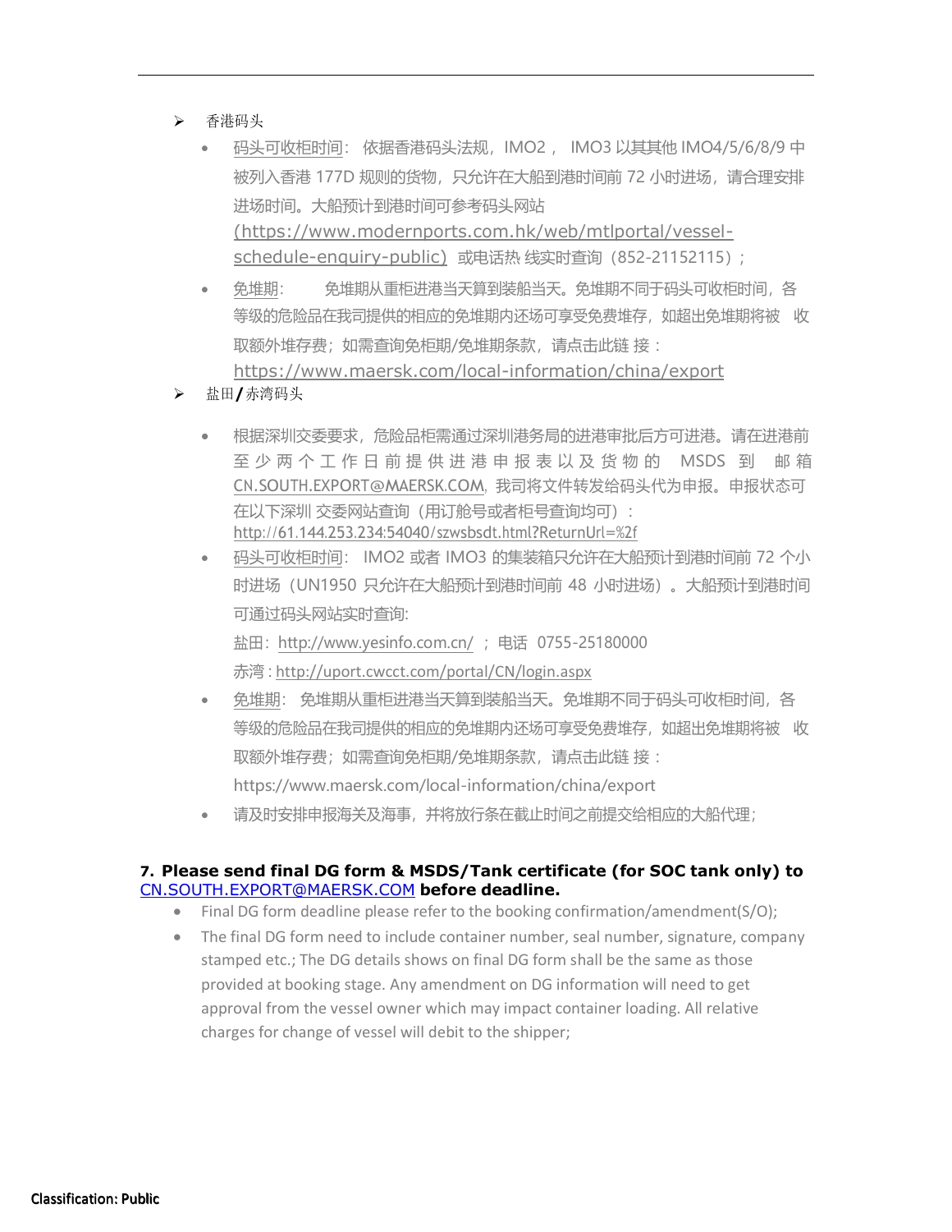- 香港码头
  - 码头可收柜时间： 依据香港码头法规，IMO2， IMO3 以其其他 IMO4/5/6/8/9 中被列入香港 177D 规则的货物，只允许在大船到港时间前 72 小时进场，请合理安排进场时间。大船预计到港时间可参考码头网站 (https://www.modernports.com.hk/web/mtlportal/vessel-schedule-enquiry-public) 或电话热线实时查询（852-21152115）；
  - 免堆期： 免堆期从重柜进港当天算到装船当天。免堆期不同于码头可收柜时间，各等级的危险品在我司提供的相应的免堆期内还场可享受免费堆存，如超出免堆期将被 收取额外堆存费；如需查询免柜期/免堆期条款，请点击此链 接：https://www.maersk.com/local-information/china/export
- 盐田/赤湾码头
  - 根据深圳交委要求，危险品柜需通过深圳港务局的进港审批后方可进港。请在进港前至少两个工作日前提供进港申报表以及货物的 MSDS 到 邮箱 CN.SOUTH.EXPORT@MAERSK.COM，我司将文件转发给码头代为申报。申报状态可在以下深圳 交委网站查询（用订舱号或者柜号查询均可）：http://61.144.253.234:54040/szwsbsdt.html?ReturnUrl=%2f
  - 码头可收柜时间： IMO2 或者 IMO3 的集装箱只允许在大船预计到港时间前 72 个小时进场（UN1950 只允许在大船预计到港时间前 48 小时进场）。大船预计到港时间可通过码头网站实时查询:

    盐田：http://www.yesinfo.com.cn/ ；电话 0755-25180000

    赤湾：http://uport.cwcct.com/portal/CN/login.aspx
  - 免堆期： 免堆期从重柜进港当天算到装船当天。免堆期不同于码头可收柜时间，各等级的危险品在我司提供的相应的免堆期内还场可享受免费堆存，如超出免堆期将被 收取额外堆存费；如需查询免柜期/免堆期条款，请点击此链 接：https://www.maersk.com/local-information/china/export
  - 请及时安排申报海关及海事，并将放行条在截止时间之前提交给相应的大船代理；

**7. Please send final DG form & MSDS/Tank certificate (for SOC tank only) to CN.SOUTH.EXPORT@MAERSK.COM before deadline.**

- Final DG form deadline please refer to the booking confirmation/amendment(S/O);
- The final DG form need to include container number, seal number, signature, company stamped etc.; The DG details shows on final DG form shall be the same as those provided at booking stage. Any amendment on DG information will need to get approval from the vessel owner which may impact container loading. All relative charges for change of vessel will debit to the shipper;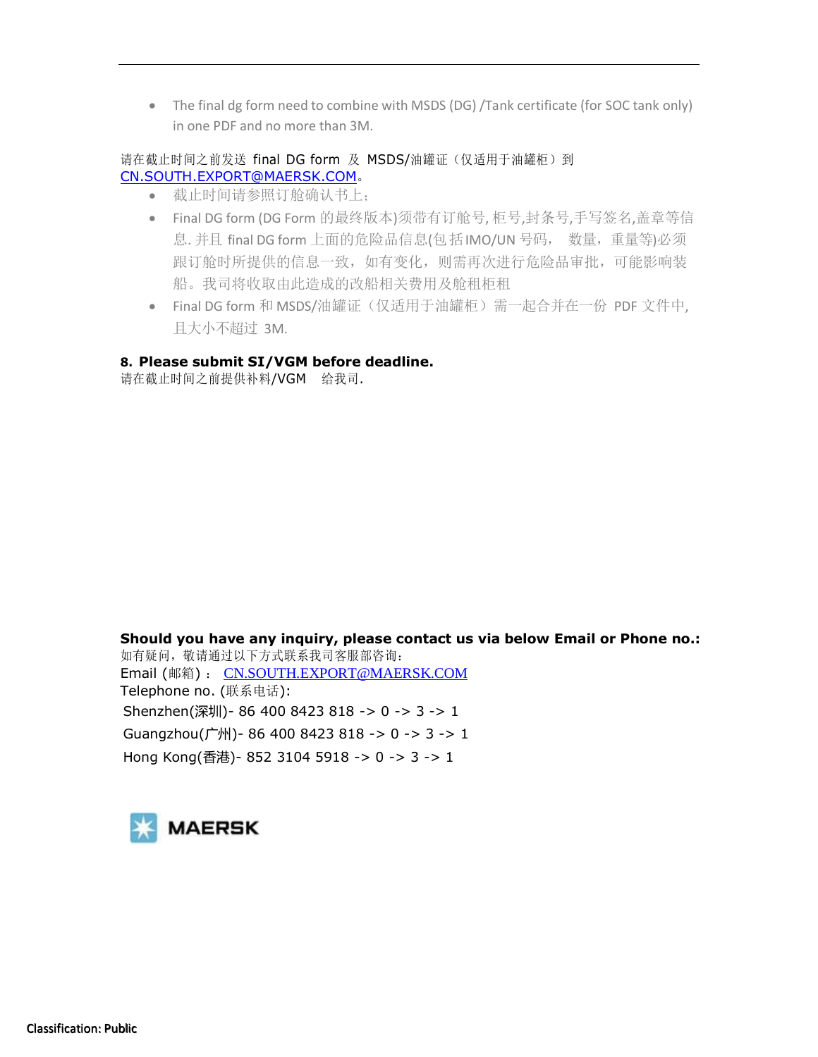- The final dg form need to combine with MSDS (DG) /Tank certificate (for SOC tank only) in one PDF and no more than 3M.

请在截止时间之前发送 final DG form 及 MSDS/油罐证（仅适用于油罐柜）到 CN.SOUTH.EXPORT@MAERSK.COM。

- 截止时间请参照订舱确认书上；
- Final DG form (DG Form 的最终版本)须带有订舱号, 柜号,封条号,手写签名,盖章等信息. 并且 final DG form 上面的危险品信息(包括IMO/UN 号码， 数量，重量等)必须跟订舱时所提供的信息一致，如有变化，则需再次进行危险品审批，可能影响装船。我司将收取由此造成的改船相关费用及舱租柜租
- Final DG form 和 MSDS/油罐证（仅适用于油罐柜）需一起合并在一份 PDF 文件中，且大小不超过 3M.

**8. Please submit SI/VGM before deadline.**

请在截止时间之前提供补料/VGM 给我司.

**Should you have any inquiry, please contact us via below Email or Phone no.:**

如有疑问，敬请通过以下方式联系我司客服部咨询：

Email (邮箱)： CN.SOUTH.EXPORT@MAERSK.COM

Telephone no. (联系电话):

Shenzhen(深圳)- 86 400 8423 818 -> 0 -> 3 -> 1

Guangzhou(广州)- 86 400 8423 818 -> 0 -> 3 -> 1

Hong Kong(香港)- 852 3104 5918 -> 0 -> 3 -> 1

MAERSK

Classification: Public